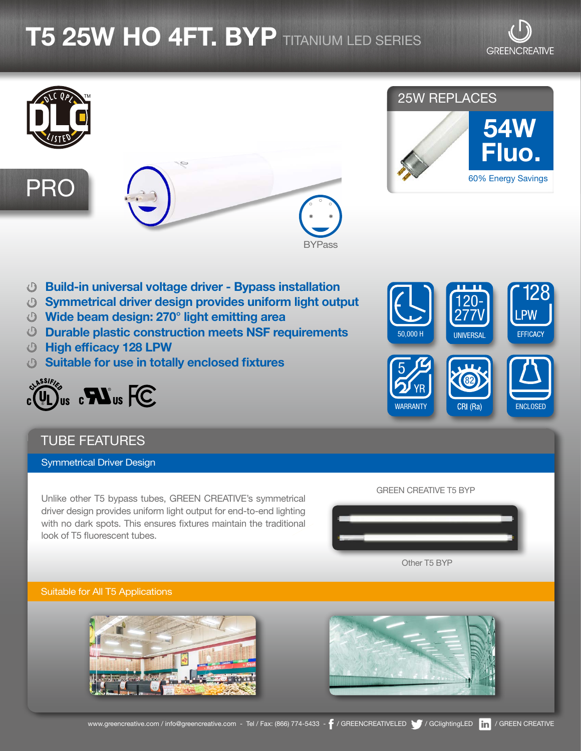# T5 25W HO 4FT. BYP TITANIUM LED SERIES

GREENCREATIVE

DLC QPL LISTED

PRO

BYPass

## 25W REPLACES

**54W Fluo.**

60% Energy Savings

- **Build-in universal voltage driver - Bypass installation**
- **Symmetrical driver design provides uniform light output**
- **Wide beam design: 270° light emitting area**
- **Durable plastic construction meets NSF requirements**
- **High efficacy 128 LPW**
- **Suitable for use in totally enclosed fixtures**

| 50,000 H | 120-277V UNIVERSAL | 128 LPW EFFICACY |
|---|---|---|
| 5 YR WARRANTY | 82 CRI (Ra) | ENCLOSED |

## TUBE FEATURES

### Symmetrical Driver Design

Unlike other T5 bypass tubes, GREEN CREATIVE's symmetrical driver design provides uniform light output for end-to-end lighting with no dark spots. This ensures fixtures maintain the traditional look of T5 fluorescent tubes.

GREEN CREATIVE T5 BYP

Other T5 BYP

### Suitable for All T5 Applications

www.greencreative.com / info@greencreative.com - Tel / Fax: (866) 774-5433 - / GREENCREATIVELED / GClightingLED / GREEN CREATIVE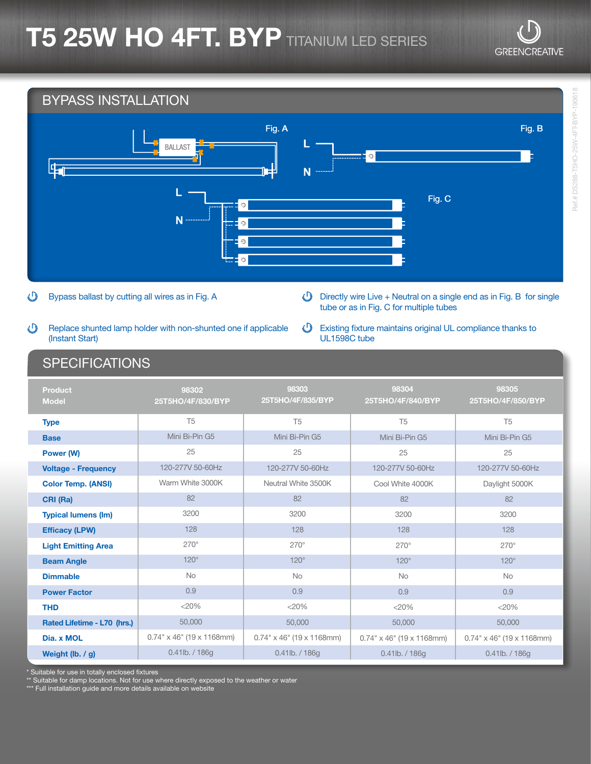# T5 25W HO 4FT. BYP TITANIUM LED SERIES

GREENCREATIVE

## BYPASS INSTALLATION

Fig. A

BALLAST

Fig. B

L

N

Fig. C

L

N

- Bypass ballast by cutting all wires as in Fig. A
- Replace shunted lamp holder with non-shunted one if applicable (Instant Start)
- Directly wire Live + Neutral on a single end as in Fig. B for single tube or as in Fig. C for multiple tubes
- Existing fixture maintains original UL compliance thanks to UL1598C tube

## SPECIFICATIONS

| Product Model | 98302 25T5HO/4F/830/BYP | 98303 25T5HO/4F/835/BYP | 98304 25T5HO/4F/840/BYP | 98305 25T5HO/4F/850/BYP |
|---|---|---|---|---|
| **Type** | T5 | T5 | T5 | T5 |
| **Base** | Mini Bi-Pin G5 | Mini Bi-Pin G5 | Mini Bi-Pin G5 | Mini Bi-Pin G5 |
| **Power (W)** | 25 | 25 | 25 | 25 |
| **Voltage - Frequency** | 120-277V 50-60Hz | 120-277V 50-60Hz | 120-277V 50-60Hz | 120-277V 50-60Hz |
| **Color Temp. (ANSI)** | Warm White 3000K | Neutral White 3500K | Cool White 4000K | Daylight 5000K |
| **CRI (Ra)** | 82 | 82 | 82 | 82 |
| **Typical lumens (lm)** | 3200 | 3200 | 3200 | 3200 |
| **Efficacy (LPW)** | 128 | 128 | 128 | 128 |
| **Light Emitting Area** | 270° | 270° | 270° | 270° |
| **Beam Angle** | 120° | 120° | 120° | 120° |
| **Dimmable** | No | No | No | No |
| **Power Factor** | 0.9 | 0.9 | 0.9 | 0.9 |
| **THD** | <20% | <20% | <20% | <20% |
| **Rated Lifetime - L70 (hrs.)** | 50,000 | 50,000 | 50,000 | 50,000 |
| **Dia. x MOL** | 0.74" x 46" (19 x 1168mm) | 0.74" x 46" (19 x 1168mm) | 0.74" x 46" (19 x 1168mm) | 0.74" x 46" (19 x 1168mm) |
| **Weight (lb. / g)** | 0.41lb. / 186g | 0.41lb. / 186g | 0.41lb. / 186g | 0.41lb. / 186g |

\* Suitable for use in totally enclosed fixtures
\*\* Suitable for damp locations. Not for use where directly exposed to the weather or water
\*\*\* Full installation guide and more details available on website

Ref.# DS288-T5HO-25W-4FT-BYP-190618